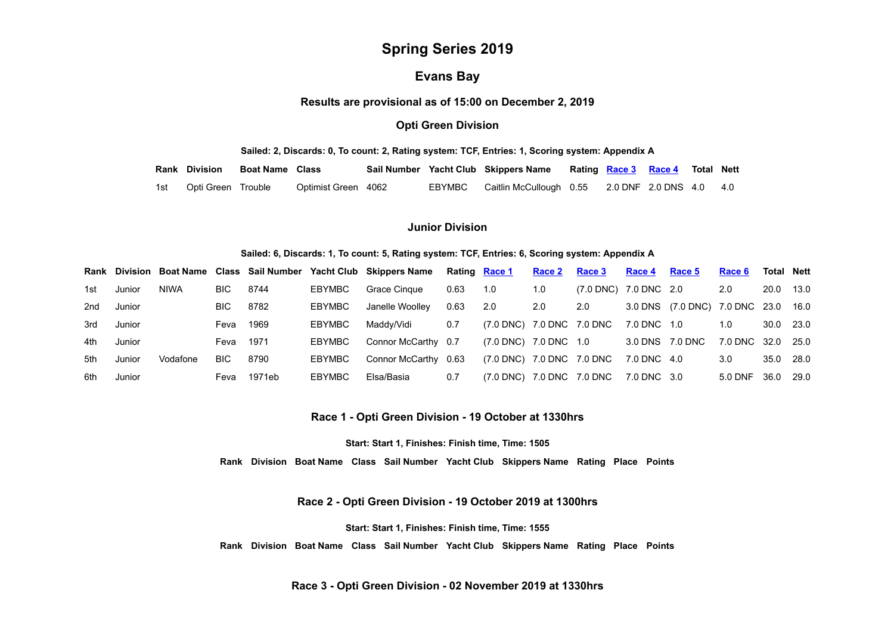# Spring Series 2019

## Evans Bay

### Results are provisional as of 15:00 on December 2, 2019

### Opti Green Division

**Sailed: 2, Discards: 0, To count: 2, Rating system: TCF, Entries: 1, Scoring system: Appendix A**

| Rank | Division | Boat Name | Class | Sail Number | Yacht Club | Skippers Name | Rating | Race 3 | Race 4 | Total | Nett |
|---|---|---|---|---|---|---|---|---|---|---|---|
| 1st | Opti Green | Trouble | Optimist Green | 4062 | EBYMBC | Caitlin McCullough | 0.55 | 2.0 DNF | 2.0 DNS | 4.0 | 4.0 |

### Junior Division

**Sailed: 6, Discards: 1, To count: 5, Rating system: TCF, Entries: 6, Scoring system: Appendix A**

| Rank | Division | Boat Name | Class | Sail Number | Yacht Club | Skippers Name | Rating | Race 1 | Race 2 | Race 3 | Race 4 | Race 5 | Race 6 | Total | Nett |
|---|---|---|---|---|---|---|---|---|---|---|---|---|---|---|---|
| 1st | Junior | NIWA | BIC | 8744 | EBYMBC | Grace Cinque | 0.63 | 1.0 | 1.0 | (7.0 DNC) | 7.0 DNC | 2.0 | 2.0 | 20.0 | 13.0 |
| 2nd | Junior | | BIC | 8782 | EBYMBC | Janelle Woolley | 0.63 | 2.0 | 2.0 | 2.0 | 3.0 DNS | (7.0 DNC) | 7.0 DNC | 23.0 | 16.0 |
| 3rd | Junior | | Feva | 1969 | EBYMBC | Maddy/Vidi | 0.7 | (7.0 DNC) | 7.0 DNC | 7.0 DNC | 7.0 DNC | 1.0 | 1.0 | 30.0 | 23.0 |
| 4th | Junior | | Feva | 1971 | EBYMBC | Connor McCarthy | 0.7 | (7.0 DNC) | 7.0 DNC | 1.0 | 3.0 DNS | 7.0 DNC | 7.0 DNC | 32.0 | 25.0 |
| 5th | Junior | Vodafone | BIC | 8790 | EBYMBC | Connor McCarthy | 0.63 | (7.0 DNC) | 7.0 DNC | 7.0 DNC | 7.0 DNC | 4.0 | 3.0 | 35.0 | 28.0 |
| 6th | Junior | | Feva | 1971eb | EBYMBC | Elsa/Basia | 0.7 | (7.0 DNC) | 7.0 DNC | 7.0 DNC | 7.0 DNC | 3.0 | 5.0 DNF | 36.0 | 29.0 |

### Race 1 - Opti Green Division - 19 October at 1330hrs

**Start: Start 1, Finishes: Finish time, Time: 1505**

| Rank | Division | Boat Name | Class | Sail Number | Yacht Club | Skippers Name | Rating | Place | Points |
|---|---|---|---|---|---|---|---|---|---|

### Race 2 - Opti Green Division - 19 October 2019 at 1300hrs

**Start: Start 1, Finishes: Finish time, Time: 1555**

| Rank | Division | Boat Name | Class | Sail Number | Yacht Club | Skippers Name | Rating | Place | Points |
|---|---|---|---|---|---|---|---|---|---|

### Race 3 - Opti Green Division - 02 November 2019 at 1330hrs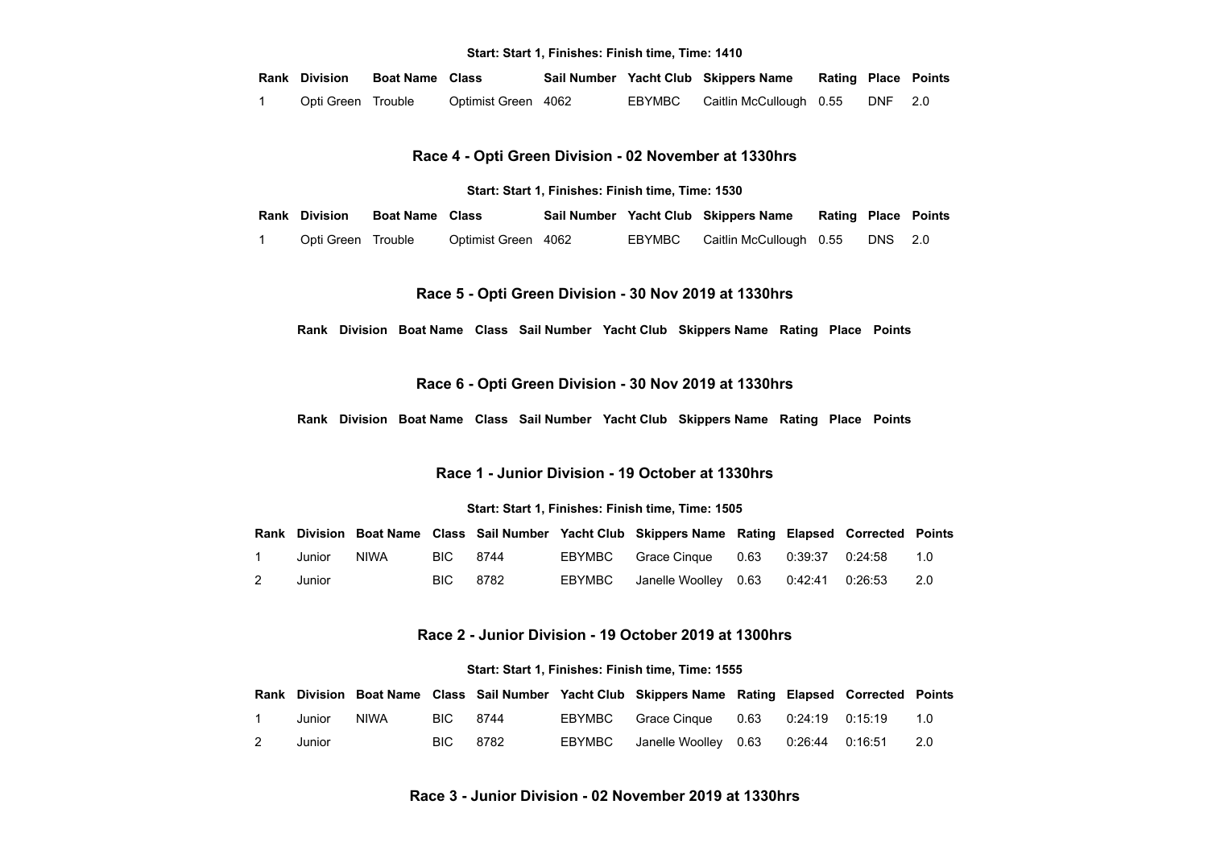**Start: Start 1, Finishes: Finish time, Time: 1410**

| Rank | Division | Boat Name | Class | Sail Number | Yacht Club | Skippers Name | Rating | Place | Points |
|---|---|---|---|---|---|---|---|---|---|
| 1 | Opti Green | Trouble | Optimist Green | 4062 | EBYMBC | Caitlin McCullough | 0.55 | DNF | 2.0 |

### Race 4 - Opti Green Division - 02 November at 1330hrs

**Start: Start 1, Finishes: Finish time, Time: 1530**

| Rank | Division | Boat Name | Class | Sail Number | Yacht Club | Skippers Name | Rating | Place | Points |
|---|---|---|---|---|---|---|---|---|---|
| 1 | Opti Green | Trouble | Optimist Green | 4062 | EBYMBC | Caitlin McCullough | 0.55 | DNS | 2.0 |

### Race 5 - Opti Green Division - 30 Nov 2019 at 1330hrs

| Rank | Division | Boat Name | Class | Sail Number | Yacht Club | Skippers Name | Rating | Place | Points |
|---|---|---|---|---|---|---|---|---|---|

### Race 6 - Opti Green Division - 30 Nov 2019 at 1330hrs

| Rank | Division | Boat Name | Class | Sail Number | Yacht Club | Skippers Name | Rating | Place | Points |
|---|---|---|---|---|---|---|---|---|---|

### Race 1 - Junior Division - 19 October at 1330hrs

**Start: Start 1, Finishes: Finish time, Time: 1505**

| Rank | Division | Boat Name | Class | Sail Number | Yacht Club | Skippers Name | Rating | Elapsed | Corrected | Points |
|---|---|---|---|---|---|---|---|---|---|---|
| 1 | Junior | NIWA | BIC | 8744 | EBYMBC | Grace Cinque | 0.63 | 0:39:37 | 0:24:58 | 1.0 |
| 2 | Junior | | BIC | 8782 | EBYMBC | Janelle Woolley | 0.63 | 0:42:41 | 0:26:53 | 2.0 |

### Race 2 - Junior Division - 19 October 2019 at 1300hrs

**Start: Start 1, Finishes: Finish time, Time: 1555**

| Rank | Division | Boat Name | Class | Sail Number | Yacht Club | Skippers Name | Rating | Elapsed | Corrected | Points |
|---|---|---|---|---|---|---|---|---|---|---|
| 1 | Junior | NIWA | BIC | 8744 | EBYMBC | Grace Cinque | 0.63 | 0:24:19 | 0:15:19 | 1.0 |
| 2 | Junior | | BIC | 8782 | EBYMBC | Janelle Woolley | 0.63 | 0:26:44 | 0:16:51 | 2.0 |

### Race 3 - Junior Division - 02 November 2019 at 1330hrs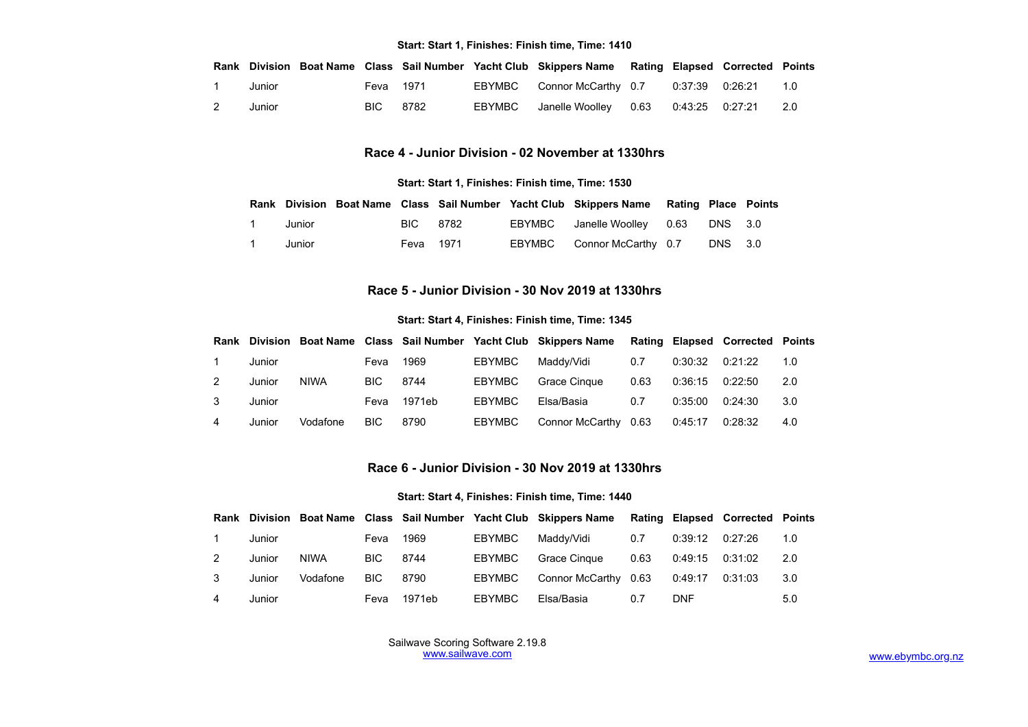**Start: Start 1, Finishes: Finish time, Time: 1410**

| Rank | Division | Boat Name | Class | Sail Number | Yacht Club | Skippers Name | Rating | Elapsed | Corrected | Points |
|---|---|---|---|---|---|---|---|---|---|---|
| 1 | Junior | | Feva | 1971 | EBYMBC | Connor McCarthy | 0.7 | 0:37:39 | 0:26:21 | 1.0 |
| 2 | Junior | | BIC | 8782 | EBYMBC | Janelle Woolley | 0.63 | 0:43:25 | 0:27:21 | 2.0 |

## Race 4 - Junior Division - 02 November at 1330hrs

**Start: Start 1, Finishes: Finish time, Time: 1530**

| Rank | Division | Boat Name | Class | Sail Number | Yacht Club | Skippers Name | Rating | Place | Points |
|---|---|---|---|---|---|---|---|---|---|
| 1 | Junior | | BIC | 8782 | EBYMBC | Janelle Woolley | 0.63 | DNS | 3.0 |
| 1 | Junior | | Feva | 1971 | EBYMBC | Connor McCarthy | 0.7 | DNS | 3.0 |

## Race 5 - Junior Division - 30 Nov 2019 at 1330hrs

**Start: Start 4, Finishes: Finish time, Time: 1345**

| Rank | Division | Boat Name | Class | Sail Number | Yacht Club | Skippers Name | Rating | Elapsed | Corrected | Points |
|---|---|---|---|---|---|---|---|---|---|---|
| 1 | Junior | | Feva | 1969 | EBYMBC | Maddy/Vidi | 0.7 | 0:30:32 | 0:21:22 | 1.0 |
| 2 | Junior | NIWA | BIC | 8744 | EBYMBC | Grace Cinque | 0.63 | 0:36:15 | 0:22:50 | 2.0 |
| 3 | Junior | | Feva | 1971eb | EBYMBC | Elsa/Basia | 0.7 | 0:35:00 | 0:24:30 | 3.0 |
| 4 | Junior | Vodafone | BIC | 8790 | EBYMBC | Connor McCarthy | 0.63 | 0:45:17 | 0:28:32 | 4.0 |

## Race 6 - Junior Division - 30 Nov 2019 at 1330hrs

**Start: Start 4, Finishes: Finish time, Time: 1440**

| Rank | Division | Boat Name | Class | Sail Number | Yacht Club | Skippers Name | Rating | Elapsed | Corrected | Points |
|---|---|---|---|---|---|---|---|---|---|---|
| 1 | Junior | | Feva | 1969 | EBYMBC | Maddy/Vidi | 0.7 | 0:39:12 | 0:27:26 | 1.0 |
| 2 | Junior | NIWA | BIC | 8744 | EBYMBC | Grace Cinque | 0.63 | 0:49:15 | 0:31:02 | 2.0 |
| 3 | Junior | Vodafone | BIC | 8790 | EBYMBC | Connor McCarthy | 0.63 | 0:49:17 | 0:31:03 | 3.0 |
| 4 | Junior | | Feva | 1971eb | EBYMBC | Elsa/Basia | 0.7 | DNF | | 5.0 |

Sailwave Scoring Software 2.19.8
www.sailwave.com

www.ebymbc.org.nz